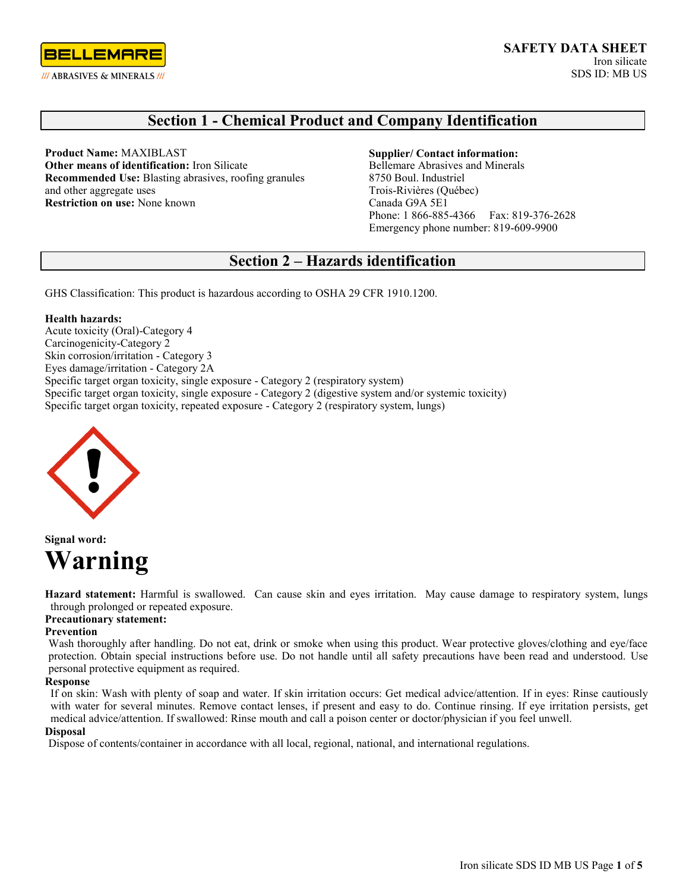BELLEMARE

/// ABRASIVES & MINERALS ///

**SAFETY DATA SHEET**
Iron silicate
SDS ID: MB US

## Section 1 - Chemical Product and Company Identification

**Product Name:** MAXIBLAST
**Other means of identification:** Iron Silicate
**Recommended Use:** Blasting abrasives, roofing granules and other aggregate uses
**Restriction on use:** None known

**Supplier/ Contact information:**
Bellemare Abrasives and Minerals
8750 Boul. Industriel
Trois-Rivières (Québec)
Canada G9A 5E1
Phone: 1 866-885-4366 Fax: 819-376-2628
Emergency phone number: 819-609-9900

## Section 2 – Hazards identification

GHS Classification: This product is hazardous according to OSHA 29 CFR 1910.1200.

**Health hazards:**
Acute toxicity (Oral)-Category 4
Carcinogenicity-Category 2
Skin corrosion/irritation - Category 3
Eyes damage/irritation - Category 2A
Specific target organ toxicity, single exposure - Category 2 (respiratory system)
Specific target organ toxicity, single exposure - Category 2 (digestive system and/or systemic toxicity)
Specific target organ toxicity, repeated exposure - Category 2 (respiratory system, lungs)

**Signal word:**

# Warning

**Hazard statement:** Harmful is swallowed. Can cause skin and eyes irritation. May cause damage to respiratory system, lungs through prolonged or repeated exposure.

**Precautionary statement:**

**Prevention**
Wash thoroughly after handling. Do not eat, drink or smoke when using this product. Wear protective gloves/clothing and eye/face protection. Obtain special instructions before use. Do not handle until all safety precautions have been read and understood. Use personal protective equipment as required.

**Response**
If on skin: Wash with plenty of soap and water. If skin irritation occurs: Get medical advice/attention. If in eyes: Rinse cautiously with water for several minutes. Remove contact lenses, if present and easy to do. Continue rinsing. If eye irritation persists, get medical advice/attention. If swallowed: Rinse mouth and call a poison center or doctor/physician if you feel unwell.

**Disposal**
Dispose of contents/container in accordance with all local, regional, national, and international regulations.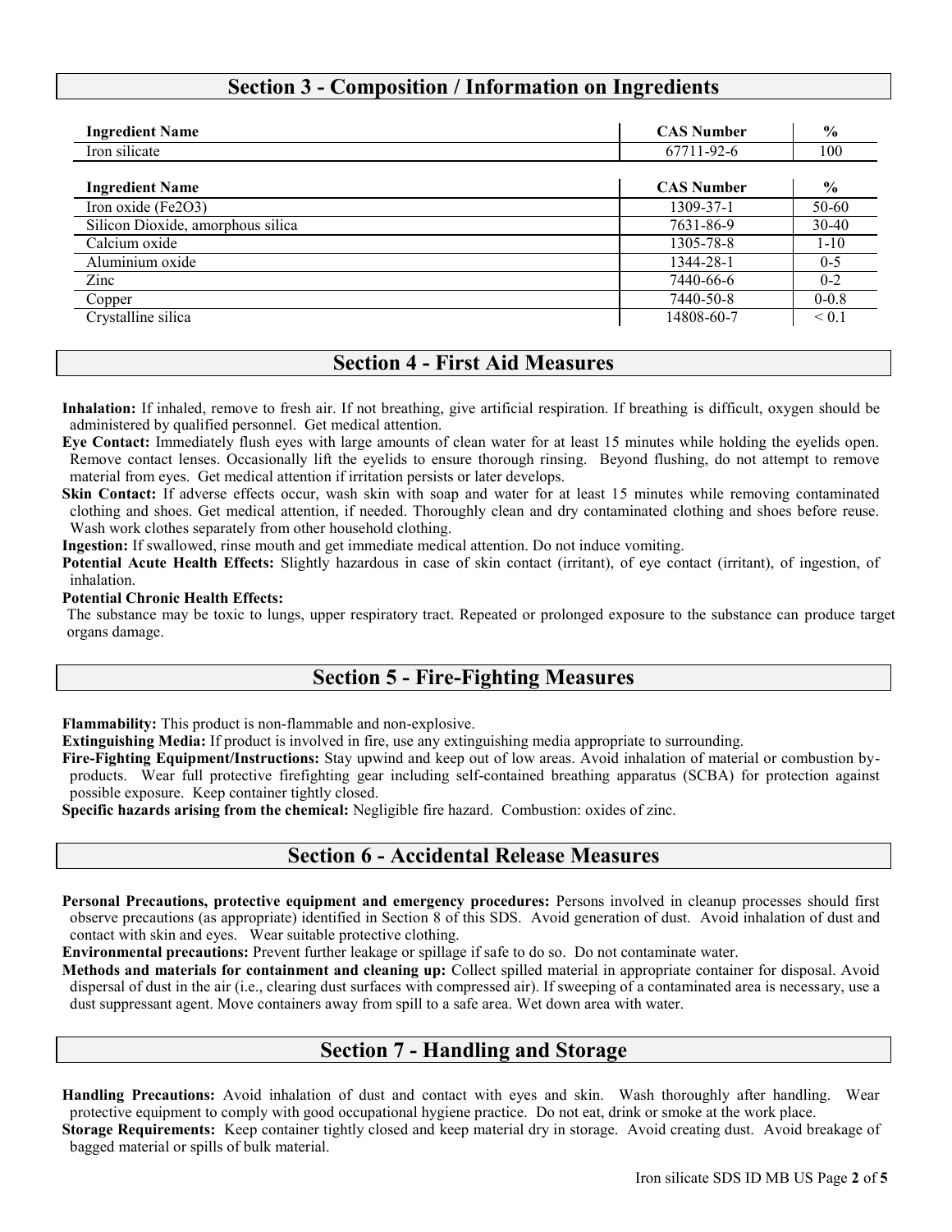## Section 3 - Composition / Information on Ingredients

| Ingredient Name | CAS Number | % |
|---|---|---|
| Iron silicate | 67711-92-6 | 100 |

| Ingredient Name | CAS Number | % |
|---|---|---|
| Iron oxide ($Fe_2O_3$) | 1309-37-1 | 50-60 |
| Silicon Dioxide, amorphous silica | 7631-86-9 | 30-40 |
| Calcium oxide | 1305-78-8 | 1-10 |
| Aluminium oxide | 1344-28-1 | 0-5 |
| Zinc | 7440-66-6 | 0-2 |
| Copper | 7440-50-8 | 0-0.8 |
| Crystalline silica | 14808-60-7 | < 0.1 |

## Section 4 - First Aid Measures

**Inhalation:** If inhaled, remove to fresh air. If not breathing, give artificial respiration. If breathing is difficult, oxygen should be administered by qualified personnel. Get medical attention.

**Eye Contact:** Immediately flush eyes with large amounts of clean water for at least 15 minutes while holding the eyelids open. Remove contact lenses. Occasionally lift the eyelids to ensure thorough rinsing. Beyond flushing, do not attempt to remove material from eyes. Get medical attention if irritation persists or later develops.

**Skin Contact:** If adverse effects occur, wash skin with soap and water for at least 15 minutes while removing contaminated clothing and shoes. Get medical attention, if needed. Thoroughly clean and dry contaminated clothing and shoes before reuse. Wash work clothes separately from other household clothing.

**Ingestion:** If swallowed, rinse mouth and get immediate medical attention. Do not induce vomiting.

**Potential Acute Health Effects:** Slightly hazardous in case of skin contact (irritant), of eye contact (irritant), of ingestion, of inhalation.

**Potential Chronic Health Effects:**

The substance may be toxic to lungs, upper respiratory tract. Repeated or prolonged exposure to the substance can produce target organs damage.

## Section 5 - Fire-Fighting Measures

**Flammability:** This product is non-flammable and non-explosive.

**Extinguishing Media:** If product is involved in fire, use any extinguishing media appropriate to surrounding.

**Fire-Fighting Equipment/Instructions:** Stay upwind and keep out of low areas. Avoid inhalation of material or combustion by-products. Wear full protective firefighting gear including self-contained breathing apparatus (SCBA) for protection against possible exposure. Keep container tightly closed.

**Specific hazards arising from the chemical:** Negligible fire hazard. Combustion: oxides of zinc.

## Section 6 - Accidental Release Measures

**Personal Precautions, protective equipment and emergency procedures:** Persons involved in cleanup processes should first observe precautions (as appropriate) identified in Section 8 of this SDS. Avoid generation of dust. Avoid inhalation of dust and contact with skin and eyes. Wear suitable protective clothing.

**Environmental precautions:** Prevent further leakage or spillage if safe to do so. Do not contaminate water.

**Methods and materials for containment and cleaning up:** Collect spilled material in appropriate container for disposal. Avoid dispersal of dust in the air (i.e., clearing dust surfaces with compressed air). If sweeping of a contaminated area is necessary, use a dust suppressant agent. Move containers away from spill to a safe area. Wet down area with water.

## Section 7 - Handling and Storage

**Handling Precautions:** Avoid inhalation of dust and contact with eyes and skin. Wash thoroughly after handling. Wear protective equipment to comply with good occupational hygiene practice. Do not eat, drink or smoke at the work place.

**Storage Requirements:** Keep container tightly closed and keep material dry in storage. Avoid creating dust. Avoid breakage of bagged material or spills of bulk material.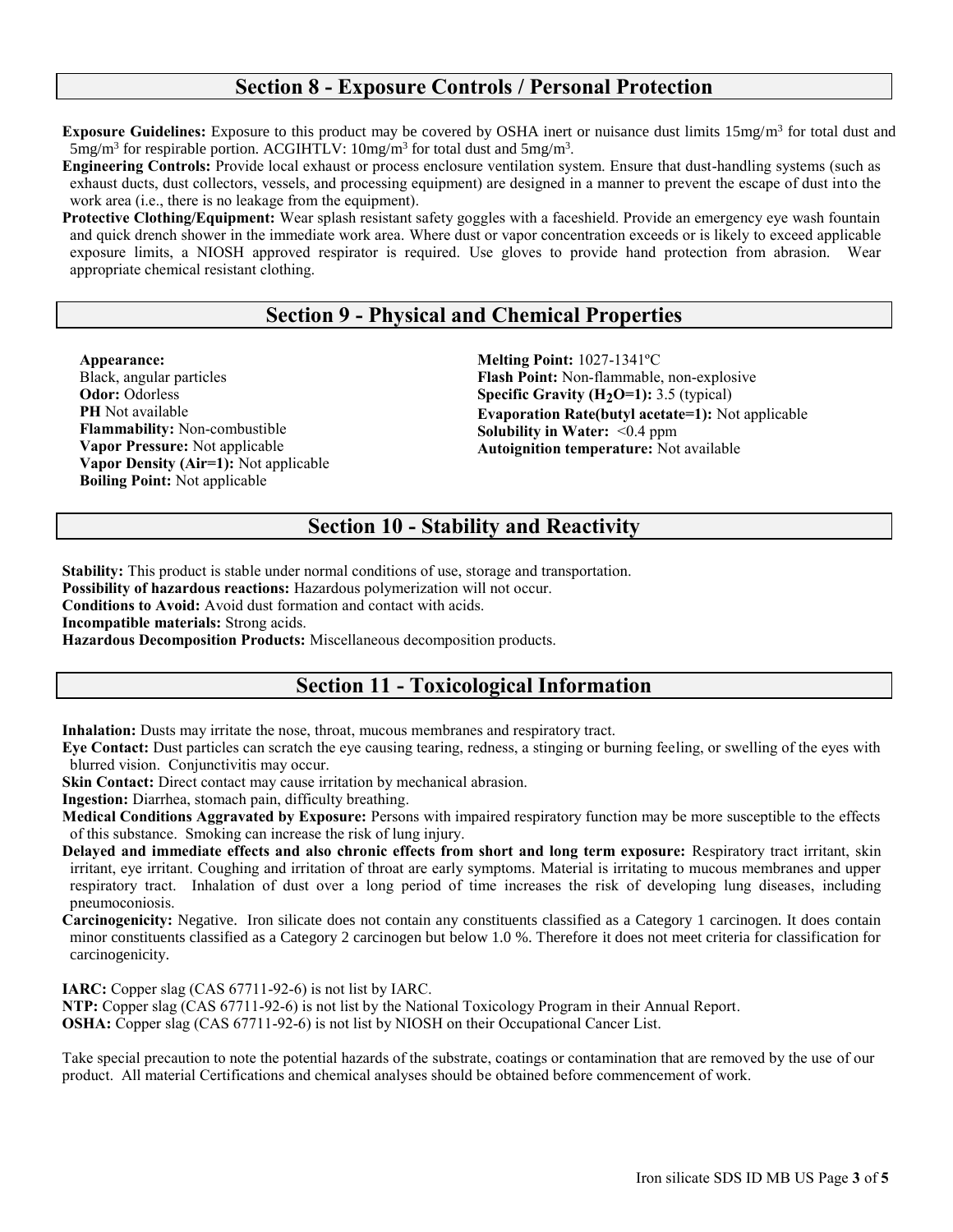## Section 8 - Exposure Controls / Personal Protection

**Exposure Guidelines:** Exposure to this product may be covered by OSHA inert or nuisance dust limits 15mg/m$^3$ for total dust and 5mg/m$^3$ for respirable portion. ACGIHTLV: 10mg/m$^3$ for total dust and 5mg/m$^3$.

**Engineering Controls:** Provide local exhaust or process enclosure ventilation system. Ensure that dust-handling systems (such as exhaust ducts, dust collectors, vessels, and processing equipment) are designed in a manner to prevent the escape of dust into the work area (i.e., there is no leakage from the equipment).

**Protective Clothing/Equipment:** Wear splash resistant safety goggles with a faceshield. Provide an emergency eye wash fountain and quick drench shower in the immediate work area. Where dust or vapor concentration exceeds or is likely to exceed applicable exposure limits, a NIOSH approved respirator is required. Use gloves to provide hand protection from abrasion. Wear appropriate chemical resistant clothing.

## Section 9 - Physical and Chemical Properties

**Appearance:**
Black, angular particles
**Odor:** Odorless
**PH** Not available
**Flammability:** Non-combustible
**Vapor Pressure:** Not applicable
**Vapor Density (Air=1):** Not applicable
**Boiling Point:** Not applicable

**Melting Point:** 1027-1341ºC
**Flash Point:** Non-flammable, non-explosive
**Specific Gravity ($H_2O$=1):** 3.5 (typical)
**Evaporation Rate(butyl acetate=1):** Not applicable
**Solubility in Water:** <0.4 ppm
**Autoignition temperature:** Not available

## Section 10 - Stability and Reactivity

**Stability:** This product is stable under normal conditions of use, storage and transportation.
**Possibility of hazardous reactions:** Hazardous polymerization will not occur.
**Conditions to Avoid:** Avoid dust formation and contact with acids.
**Incompatible materials:** Strong acids.
**Hazardous Decomposition Products:** Miscellaneous decomposition products.

## Section 11 - Toxicological Information

**Inhalation:** Dusts may irritate the nose, throat, mucous membranes and respiratory tract.

**Eye Contact:** Dust particles can scratch the eye causing tearing, redness, a stinging or burning feeling, or swelling of the eyes with blurred vision. Conjunctivitis may occur.

**Skin Contact:** Direct contact may cause irritation by mechanical abrasion.

**Ingestion:** Diarrhea, stomach pain, difficulty breathing.

**Medical Conditions Aggravated by Exposure:** Persons with impaired respiratory function may be more susceptible to the effects of this substance. Smoking can increase the risk of lung injury.

**Delayed and immediate effects and also chronic effects from short and long term exposure:** Respiratory tract irritant, skin irritant, eye irritant. Coughing and irritation of throat are early symptoms. Material is irritating to mucous membranes and upper respiratory tract. Inhalation of dust over a long period of time increases the risk of developing lung diseases, including pneumoconiosis.

**Carcinogenicity:** Negative. Iron silicate does not contain any constituents classified as a Category 1 carcinogen. It does contain minor constituents classified as a Category 2 carcinogen but below 1.0 %. Therefore it does not meet criteria for classification for carcinogenicity.

**IARC:** Copper slag (CAS 67711-92-6) is not list by IARC.
**NTP:** Copper slag (CAS 67711-92-6) is not list by the National Toxicology Program in their Annual Report.
**OSHA:** Copper slag (CAS 67711-92-6) is not list by NIOSH on their Occupational Cancer List.

Take special precaution to note the potential hazards of the substrate, coatings or contamination that are removed by the use of our product. All material Certifications and chemical analyses should be obtained before commencement of work.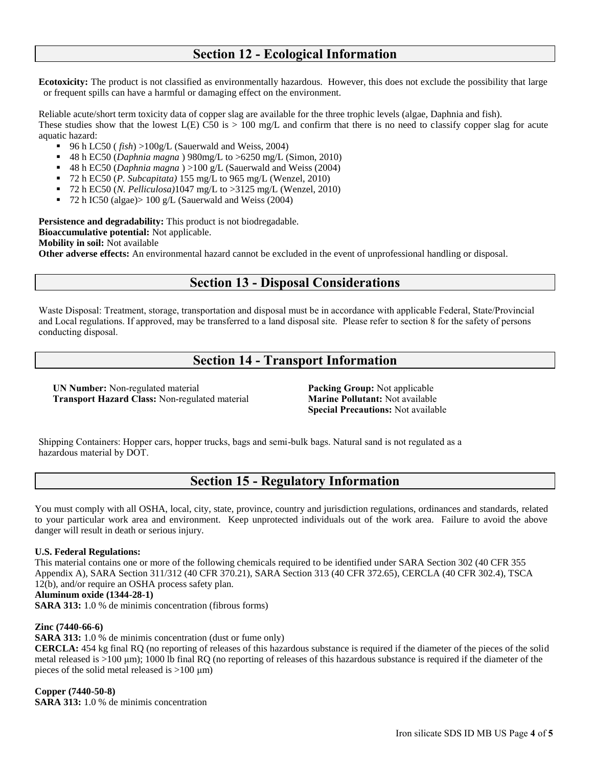## Section 12 - Ecological Information

**Ecotoxicity:** The product is not classified as environmentally hazardous. However, this does not exclude the possibility that large or frequent spills can have a harmful or damaging effect on the environment.

Reliable acute/short term toxicity data of copper slag are available for the three trophic levels (algae, Daphnia and fish). These studies show that the lowest L(E) C50 is > 100 mg/L and confirm that there is no need to classify copper slag for acute aquatic hazard:

- 96 h LC50 ( *fish*) >100g/L (Sauerwald and Weiss, 2004)
- 48 h EC50 (*Daphnia magna* ) 980mg/L to >6250 mg/L (Simon, 2010)
- 48 h EC50 (*Daphnia magna* ) >100 g/L (Sauerwald and Weiss (2004)
- 72 h EC50 (*P. Subcapitata)* 155 mg/L to 965 mg/L (Wenzel, 2010)
- 72 h EC50 (*N. Pelliculosa)*1047 mg/L to >3125 mg/L (Wenzel, 2010)
- 72 h IC50 (algae)> 100 g/L (Sauerwald and Weiss (2004)

**Persistence and degradability:** This product is not biodregadable.
**Bioaccumulative potential:** Not applicable.
**Mobility in soil:** Not available
**Other adverse effects:** An environmental hazard cannot be excluded in the event of unprofessional handling or disposal.

## Section 13 - Disposal Considerations

Waste Disposal: Treatment, storage, transportation and disposal must be in accordance with applicable Federal, State/Provincial and Local regulations. If approved, may be transferred to a land disposal site. Please refer to section 8 for the safety of persons conducting disposal.

## Section 14 - Transport Information

**UN Number:** Non-regulated material
**Transport Hazard Class:** Non-regulated material
**Packing Group:** Not applicable
**Marine Pollutant:** Not available
**Special Precautions:** Not available

Shipping Containers: Hopper cars, hopper trucks, bags and semi-bulk bags. Natural sand is not regulated as a hazardous material by DOT.

## Section 15 - Regulatory Information

You must comply with all OSHA, local, city, state, province, country and jurisdiction regulations, ordinances and standards, related to your particular work area and environment. Keep unprotected individuals out of the work area. Failure to avoid the above danger will result in death or serious injury.

**U.S. Federal Regulations:**
This material contains one or more of the following chemicals required to be identified under SARA Section 302 (40 CFR 355 Appendix A), SARA Section 311/312 (40 CFR 370.21), SARA Section 313 (40 CFR 372.65), CERCLA (40 CFR 302.4), TSCA 12(b), and/or require an OSHA process safety plan.

**Aluminum oxide (1344-28-1)**
**SARA 313:** 1.0 % de minimis concentration (fibrous forms)

**Zinc (7440-66-6)**
**SARA 313:** 1.0 % de minimis concentration (dust or fume only)
**CERCLA:** 454 kg final RQ (no reporting of releases of this hazardous substance is required if the diameter of the pieces of the solid metal released is >100 µm); 1000 lb final RQ (no reporting of releases of this hazardous substance is required if the diameter of the pieces of the solid metal released is >100 µm)

**Copper (7440-50-8)**
**SARA 313:** 1.0 % de minimis concentration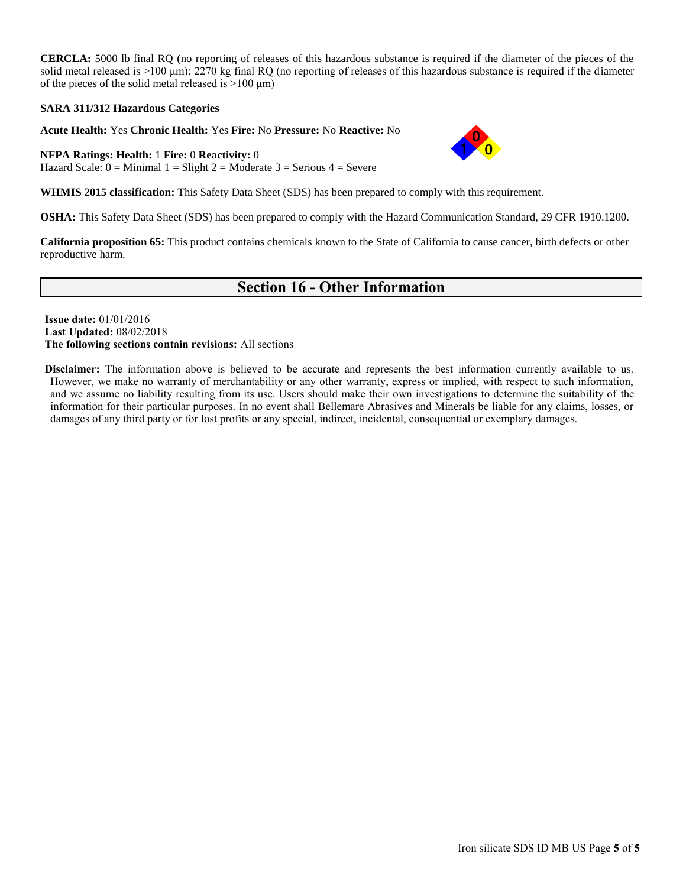**CERCLA:** 5000 lb final RQ (no reporting of releases of this hazardous substance is required if the diameter of the pieces of the solid metal released is >100 µm); 2270 kg final RQ (no reporting of releases of this hazardous substance is required if the diameter of the pieces of the solid metal released is >100 µm)

**SARA 311/312 Hazardous Categories**

**Acute Health:** Yes **Chronic Health:** Yes **Fire:** No **Pressure:** No **Reactive:** No

**NFPA Ratings: Health:** 1 **Fire:** 0 **Reactivity:** 0
Hazard Scale: 0 = Minimal 1 = Slight 2 = Moderate 3 = Serious 4 = Severe

**WHMIS 2015 classification:** This Safety Data Sheet (SDS) has been prepared to comply with this requirement.

**OSHA:** This Safety Data Sheet (SDS) has been prepared to comply with the Hazard Communication Standard, 29 CFR 1910.1200.

**California proposition 65:** This product contains chemicals known to the State of California to cause cancer, birth defects or other reproductive harm.

## Section 16 - Other Information

**Issue date:** 01/01/2016
**Last Updated:** 08/02/2018
**The following sections contain revisions:** All sections

**Disclaimer:** The information above is believed to be accurate and represents the best information currently available to us. However, we make no warranty of merchantability or any other warranty, express or implied, with respect to such information, and we assume no liability resulting from its use. Users should make their own investigations to determine the suitability of the information for their particular purposes. In no event shall Bellemare Abrasives and Minerals be liable for any claims, losses, or damages of any third party or for lost profits or any special, indirect, incidental, consequential or exemplary damages.